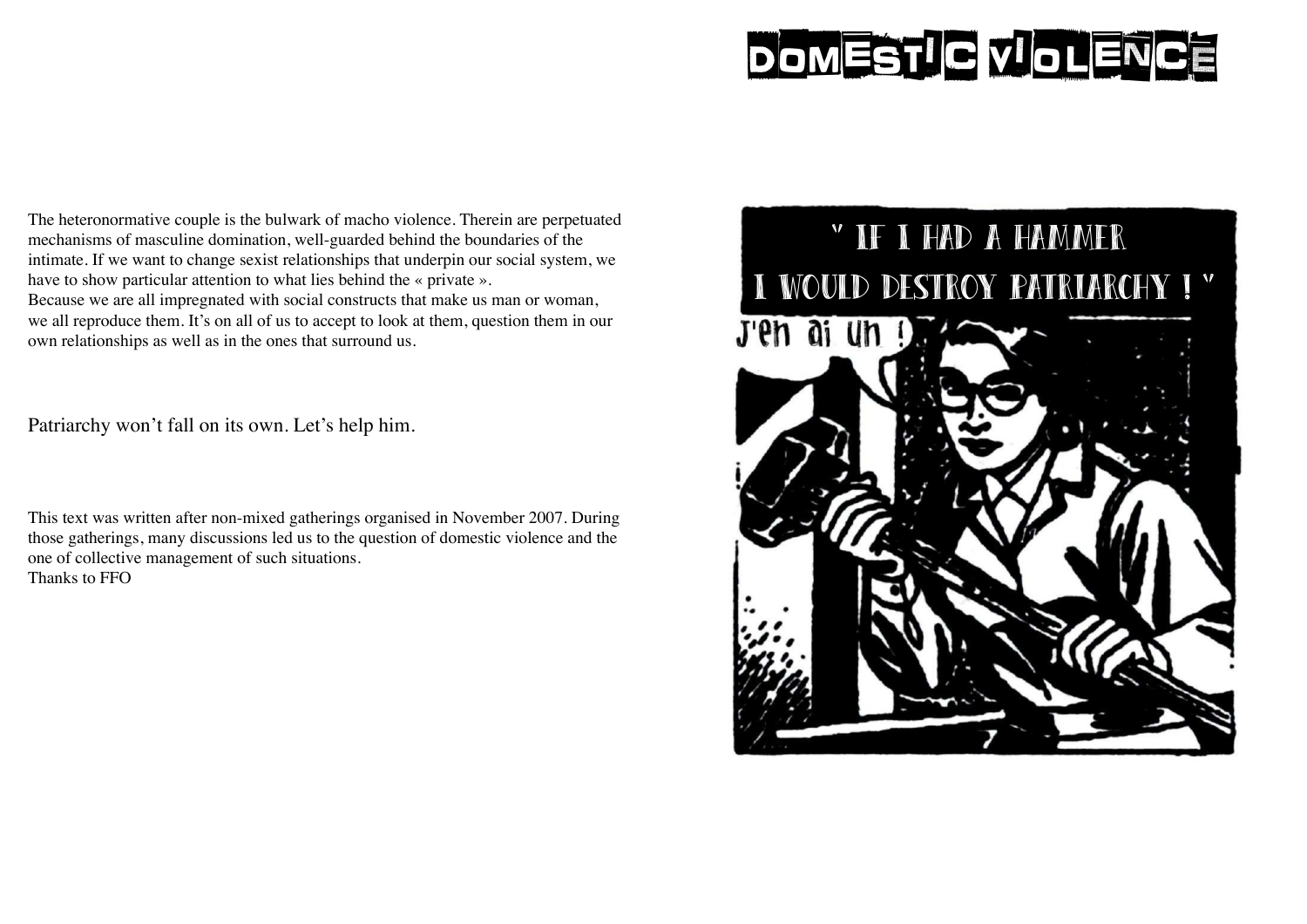# DOMESTIC VIOLENCE

The heteronormative couple is the bulwark of macho violence. Therein are perpetuated mechanisms of masculine domination, well-guarded behind the boundaries of the intimate. If we want to change sexist relationships that underpin our social system, we have to show particular attention to what lies behind the « private ».
Because we are all impregnated with social constructs that make us man or woman, we all reproduce them. It's on all of us to accept to look at them, question them in our own relationships as well as in the ones that surround us.

Patriarchy won't fall on its own. Let's help him.

This text was written after non-mixed gatherings organised in November 2007. During those gatherings, many discussions led us to the question of domestic violence and the one of collective management of such situations.
Thanks to FFO

" IF I HAD A HAMMER
I WOULD DESTROY PATRIARCHY ! "

J'en ai un !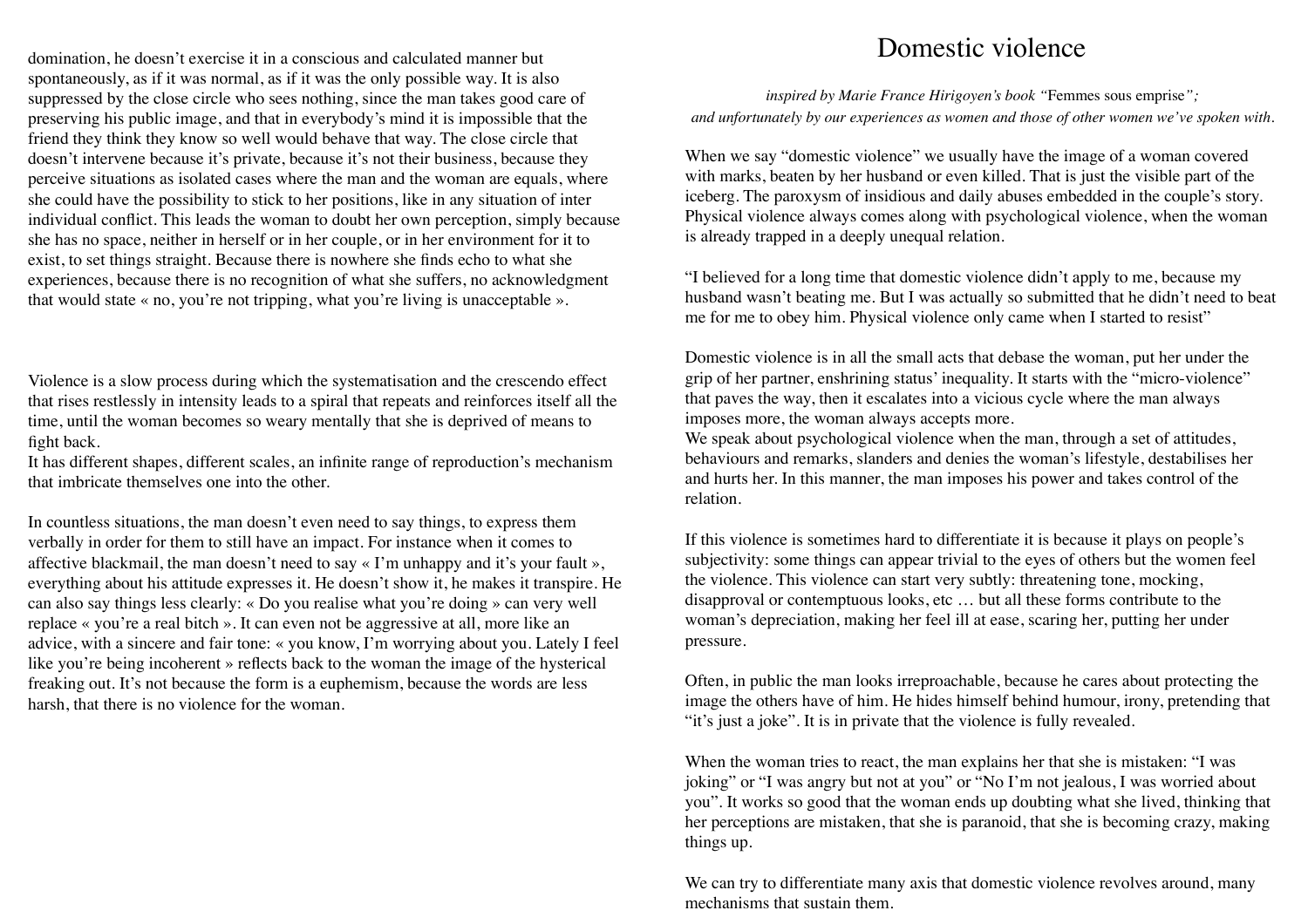domination, he doesn't exercise it in a conscious and calculated manner but spontaneously, as if it was normal, as if it was the only possible way. It is also suppressed by the close circle who sees nothing, since the man takes good care of preserving his public image, and that in everybody's mind it is impossible that the friend they think they know so well would behave that way. The close circle that doesn't intervene because it's private, because it's not their business, because they perceive situations as isolated cases where the man and the woman are equals, where she could have the possibility to stick to her positions, like in any situation of inter individual conflict. This leads the woman to doubt her own perception, simply because she has no space, neither in herself or in her couple, or in her environment for it to exist, to set things straight. Because there is nowhere she finds echo to what she experiences, because there is no recognition of what she suffers, no acknowledgment that would state « no, you're not tripping, what you're living is unacceptable ».

Violence is a slow process during which the systematisation and the crescendo effect that rises restlessly in intensity leads to a spiral that repeats and reinforces itself all the time, until the woman becomes so weary mentally that she is deprived of means to fight back.
It has different shapes, different scales, an infinite range of reproduction's mechanism that imbricate themselves one into the other.

In countless situations, the man doesn't even need to say things, to express them verbally in order for them to still have an impact. For instance when it comes to affective blackmail, the man doesn't need to say « I'm unhappy and it's your fault », everything about his attitude expresses it. He doesn't show it, he makes it transpire. He can also say things less clearly: « Do you realise what you're doing » can very well replace « you're a real bitch ». It can even not be aggressive at all, more like an advice, with a sincere and fair tone: « you know, I'm worrying about you. Lately I feel like you're being incoherent » reflects back to the woman the image of the hysterical freaking out. It's not because the form is a euphemism, because the words are less harsh, that there is no violence for the woman.

# Domestic violence

*inspired by Marie France Hirigoyen's book "*Femmes sous emprise*";*
*and unfortunately by our experiences as women and those of other women we've spoken with.*

When we say "domestic violence" we usually have the image of a woman covered with marks, beaten by her husband or even killed. That is just the visible part of the iceberg. The paroxysm of insidious and daily abuses embedded in the couple's story. Physical violence always comes along with psychological violence, when the woman is already trapped in a deeply unequal relation.

"I believed for a long time that domestic violence didn't apply to me, because my husband wasn't beating me. But I was actually so submitted that he didn't need to beat me for me to obey him. Physical violence only came when I started to resist"

Domestic violence is in all the small acts that debase the woman, put her under the grip of her partner, enshrining status' inequality. It starts with the "micro-violence" that paves the way, then it escalates into a vicious cycle where the man always imposes more, the woman always accepts more.
We speak about psychological violence when the man, through a set of attitudes, behaviours and remarks, slanders and denies the woman's lifestyle, destabilises her and hurts her. In this manner, the man imposes his power and takes control of the relation.

If this violence is sometimes hard to differentiate it is because it plays on people's subjectivity: some things can appear trivial to the eyes of others but the women feel the violence. This violence can start very subtly: threatening tone, mocking, disapproval or contemptuous looks, etc … but all these forms contribute to the woman's depreciation, making her feel ill at ease, scaring her, putting her under pressure.

Often, in public the man looks irreproachable, because he cares about protecting the image the others have of him. He hides himself behind humour, irony, pretending that "it's just a joke". It is in private that the violence is fully revealed.

When the woman tries to react, the man explains her that she is mistaken: "I was joking" or "I was angry but not at you" or "No I'm not jealous, I was worried about you". It works so good that the woman ends up doubting what she lived, thinking that her perceptions are mistaken, that she is paranoid, that she is becoming crazy, making things up.

We can try to differentiate many axis that domestic violence revolves around, many mechanisms that sustain them.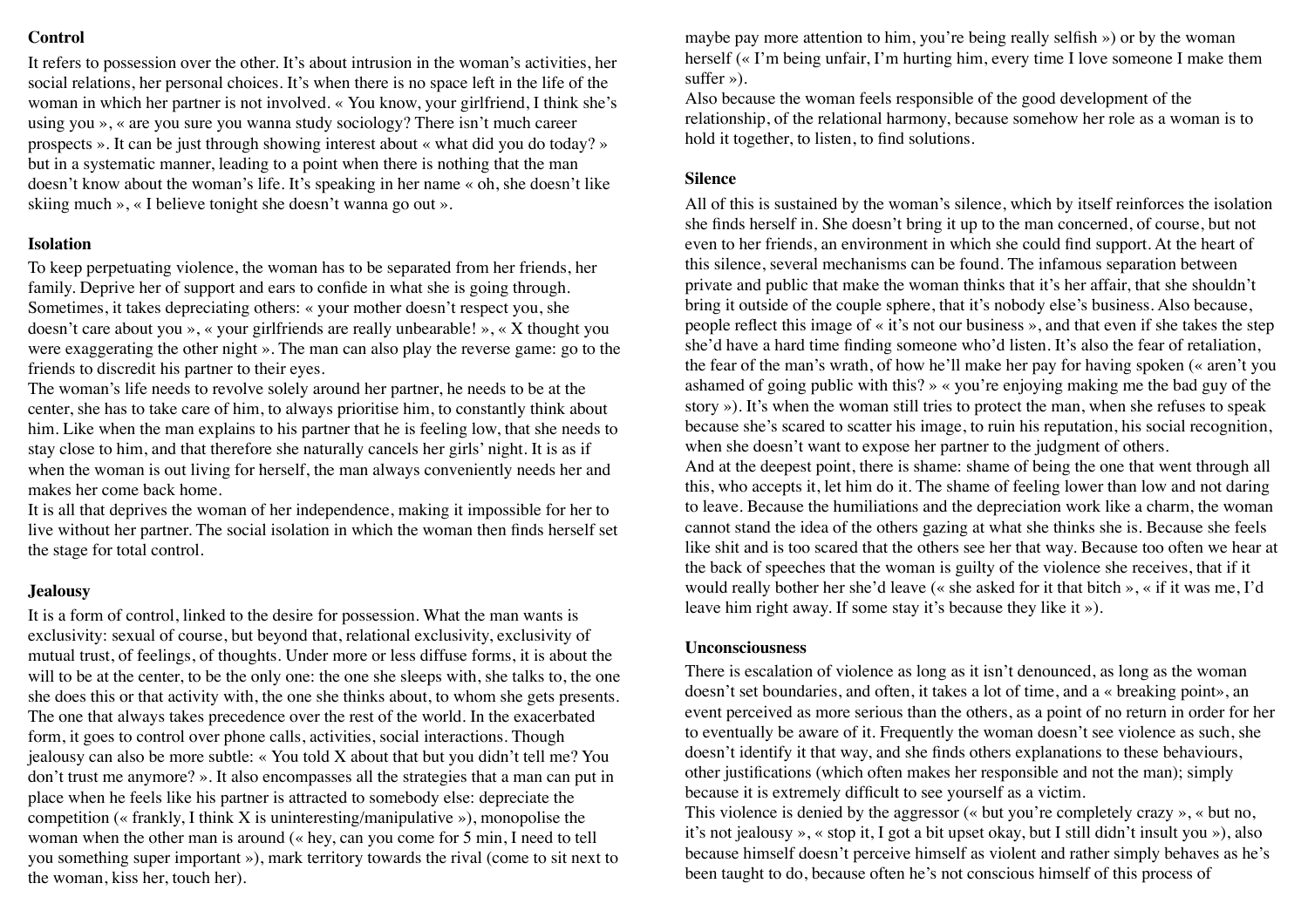**Control**

It refers to possession over the other. It's about intrusion in the woman's activities, her social relations, her personal choices. It's when there is no space left in the life of the woman in which her partner is not involved. « You know, your girlfriend, I think she's using you », « are you sure you wanna study sociology? There isn't much career prospects ». It can be just through showing interest about « what did you do today? » but in a systematic manner, leading to a point when there is nothing that the man doesn't know about the woman's life. It's speaking in her name « oh, she doesn't like skiing much », « I believe tonight she doesn't wanna go out ».

**Isolation**

To keep perpetuating violence, the woman has to be separated from her friends, her family. Deprive her of support and ears to confide in what she is going through. Sometimes, it takes depreciating others: « your mother doesn't respect you, she doesn't care about you », « your girlfriends are really unbearable! », « X thought you were exaggerating the other night ». The man can also play the reverse game: go to the friends to discredit his partner to their eyes.
The woman's life needs to revolve solely around her partner, he needs to be at the center, she has to take care of him, to always prioritise him, to constantly think about him. Like when the man explains to his partner that he is feeling low, that she needs to stay close to him, and that therefore she naturally cancels her girls' night. It is as if when the woman is out living for herself, the man always conveniently needs her and makes her come back home.
It is all that deprives the woman of her independence, making it impossible for her to live without her partner. The social isolation in which the woman then finds herself set the stage for total control.

**Jealousy**

It is a form of control, linked to the desire for possession. What the man wants is exclusivity: sexual of course, but beyond that, relational exclusivity, exclusivity of mutual trust, of feelings, of thoughts. Under more or less diffuse forms, it is about the will to be at the center, to be the only one: the one she sleeps with, she talks to, the one she does this or that activity with, the one she thinks about, to whom she gets presents. The one that always takes precedence over the rest of the world. In the exacerbated form, it goes to control over phone calls, activities, social interactions. Though jealousy can also be more subtle: « You told X about that but you didn't tell me? You don't trust me anymore? ». It also encompasses all the strategies that a man can put in place when he feels like his partner is attracted to somebody else: depreciate the competition (« frankly, I think X is uninteresting/manipulative »), monopolise the woman when the other man is around (« hey, can you come for 5 min, I need to tell you something super important »), mark territory towards the rival (come to sit next to the woman, kiss her, touch her).

maybe pay more attention to him, you're being really selfish ») or by the woman herself (« I'm being unfair, I'm hurting him, every time I love someone I make them suffer »).
Also because the woman feels responsible of the good development of the relationship, of the relational harmony, because somehow her role as a woman is to hold it together, to listen, to find solutions.

**Silence**

All of this is sustained by the woman's silence, which by itself reinforces the isolation she finds herself in. She doesn't bring it up to the man concerned, of course, but not even to her friends, an environment in which she could find support. At the heart of this silence, several mechanisms can be found. The infamous separation between private and public that make the woman thinks that it's her affair, that she shouldn't bring it outside of the couple sphere, that it's nobody else's business. Also because, people reflect this image of « it's not our business », and that even if she takes the step she'd have a hard time finding someone who'd listen. It's also the fear of retaliation, the fear of the man's wrath, of how he'll make her pay for having spoken (« aren't you ashamed of going public with this? » « you're enjoying making me the bad guy of the story »). It's when the woman still tries to protect the man, when she refuses to speak because she's scared to scatter his image, to ruin his reputation, his social recognition, when she doesn't want to expose her partner to the judgment of others.
And at the deepest point, there is shame: shame of being the one that went through all this, who accepts it, let him do it. The shame of feeling lower than low and not daring to leave. Because the humiliations and the depreciation work like a charm, the woman cannot stand the idea of the others gazing at what she thinks she is. Because she feels like shit and is too scared that the others see her that way. Because too often we hear at the back of speeches that the woman is guilty of the violence she receives, that if it would really bother her she'd leave (« she asked for it that bitch », « if it was me, I'd leave him right away. If some stay it's because they like it »).

**Unconsciousness**

There is escalation of violence as long as it isn't denounced, as long as the woman doesn't set boundaries, and often, it takes a lot of time, and a « breaking point», an event perceived as more serious than the others, as a point of no return in order for her to eventually be aware of it. Frequently the woman doesn't see violence as such, she doesn't identify it that way, and she finds others explanations to these behaviours, other justifications (which often makes her responsible and not the man); simply because it is extremely difficult to see yourself as a victim.
This violence is denied by the aggressor (« but you're completely crazy », « but no, it's not jealousy », « stop it, I got a bit upset okay, but I still didn't insult you »), also because himself doesn't perceive himself as violent and rather simply behaves as he's been taught to do, because often he's not conscious himself of this process of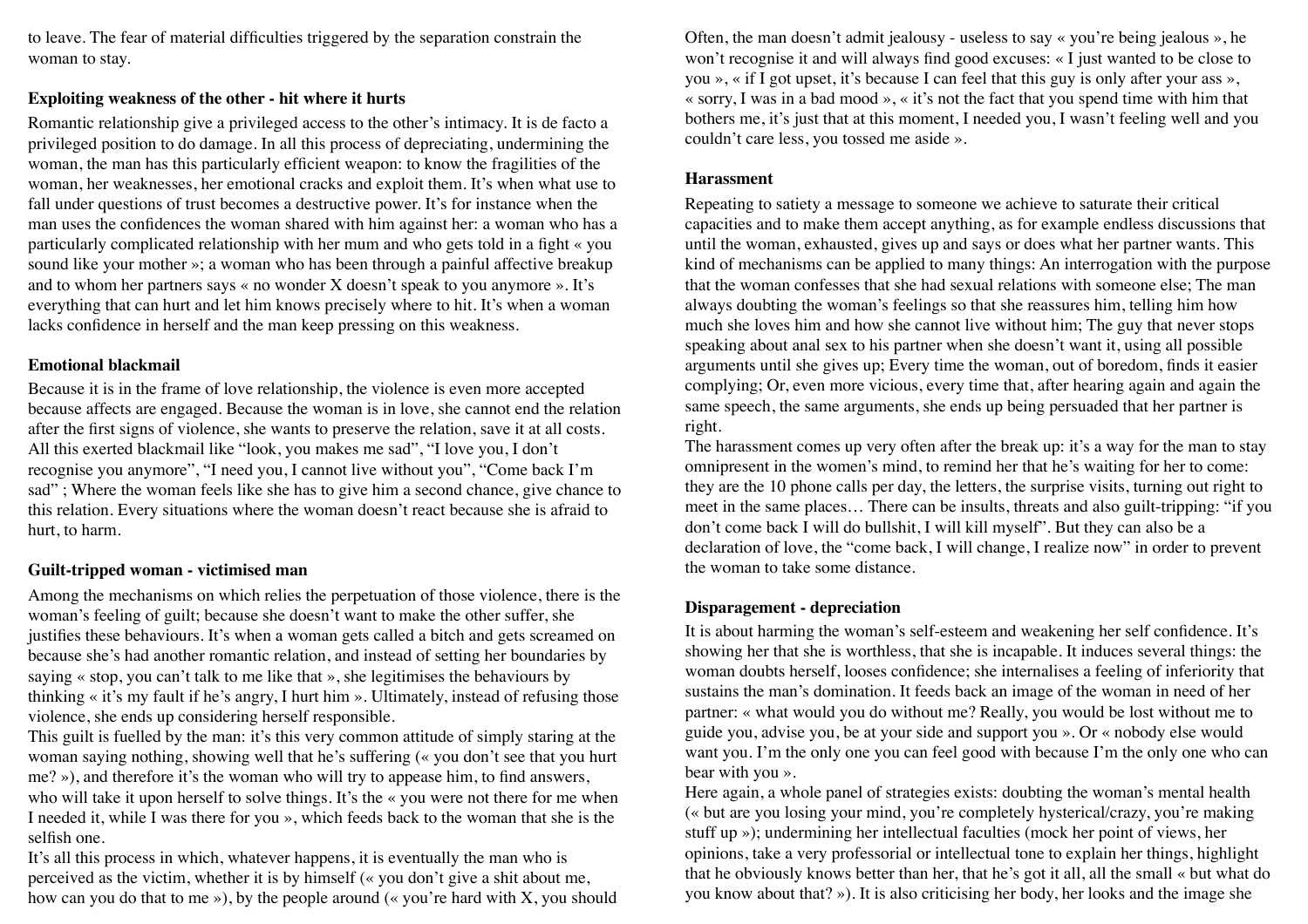to leave. The fear of material difficulties triggered by the separation constrain the woman to stay.

**Exploiting weakness of the other - hit where it hurts**

Romantic relationship give a privileged access to the other's intimacy. It is de facto a privileged position to do damage. In all this process of depreciating, undermining the woman, the man has this particularly efficient weapon: to know the fragilities of the woman, her weaknesses, her emotional cracks and exploit them. It's when what use to fall under questions of trust becomes a destructive power. It's for instance when the man uses the confidences the woman shared with him against her: a woman who has a particularly complicated relationship with her mum and who gets told in a fight « you sound like your mother »; a woman who has been through a painful affective breakup and to whom her partners says « no wonder X doesn't speak to you anymore ». It's everything that can hurt and let him knows precisely where to hit. It's when a woman lacks confidence in herself and the man keep pressing on this weakness.

**Emotional blackmail**

Because it is in the frame of love relationship, the violence is even more accepted because affects are engaged. Because the woman is in love, she cannot end the relation after the first signs of violence, she wants to preserve the relation, save it at all costs. All this exerted blackmail like "look, you makes me sad", "I love you, I don't recognise you anymore", "I need you, I cannot live without you", "Come back I'm sad" ; Where the woman feels like she has to give him a second chance, give chance to this relation. Every situations where the woman doesn't react because she is afraid to hurt, to harm.

**Guilt-tripped woman - victimised man**

Among the mechanisms on which relies the perpetuation of those violence, there is the woman's feeling of guilt; because she doesn't want to make the other suffer, she justifies these behaviours. It's when a woman gets called a bitch and gets screamed on because she's had another romantic relation, and instead of setting her boundaries by saying « stop, you can't talk to me like that », she legitimises the behaviours by thinking « it's my fault if he's angry, I hurt him ». Ultimately, instead of refusing those violence, she ends up considering herself responsible.

This guilt is fuelled by the man: it's this very common attitude of simply staring at the woman saying nothing, showing well that he's suffering (« you don't see that you hurt me? »), and therefore it's the woman who will try to appease him, to find answers, who will take it upon herself to solve things. It's the « you were not there for me when I needed it, while I was there for you », which feeds back to the woman that she is the selfish one.

It's all this process in which, whatever happens, it is eventually the man who is perceived as the victim, whether it is by himself (« you don't give a shit about me, how can you do that to me »), by the people around (« you're hard with X, you should

Often, the man doesn't admit jealousy - useless to say « you're being jealous », he won't recognise it and will always find good excuses: « I just wanted to be close to you », « if I got upset, it's because I can feel that this guy is only after your ass », « sorry, I was in a bad mood », « it's not the fact that you spend time with him that bothers me, it's just that at this moment, I needed you, I wasn't feeling well and you couldn't care less, you tossed me aside ».

**Harassment**

Repeating to satiety a message to someone we achieve to saturate their critical capacities and to make them accept anything, as for example endless discussions that until the woman, exhausted, gives up and says or does what her partner wants. This kind of mechanisms can be applied to many things: An interrogation with the purpose that the woman confesses that she had sexual relations with someone else; The man always doubting the woman's feelings so that she reassures him, telling him how much she loves him and how she cannot live without him; The guy that never stops speaking about anal sex to his partner when she doesn't want it, using all possible arguments until she gives up; Every time the woman, out of boredom, finds it easier complying; Or, even more vicious, every time that, after hearing again and again the same speech, the same arguments, she ends up being persuaded that her partner is right.

The harassment comes up very often after the break up: it's a way for the man to stay omnipresent in the women's mind, to remind her that he's waiting for her to come: they are the 10 phone calls per day, the letters, the surprise visits, turning out right to meet in the same places… There can be insults, threats and also guilt-tripping: "if you don't come back I will do bullshit, I will kill myself". But they can also be a declaration of love, the "come back, I will change, I realize now" in order to prevent the woman to take some distance.

**Disparagement - depreciation**

It is about harming the woman's self-esteem and weakening her self confidence. It's showing her that she is worthless, that she is incapable. It induces several things: the woman doubts herself, looses confidence; she internalises a feeling of inferiority that sustains the man's domination. It feeds back an image of the woman in need of her partner: « what would you do without me? Really, you would be lost without me to guide you, advise you, be at your side and support you ». Or « nobody else would want you. I'm the only one you can feel good with because I'm the only one who can bear with you ».

Here again, a whole panel of strategies exists: doubting the woman's mental health (« but are you losing your mind, you're completely hysterical/crazy, you're making stuff up »); undermining her intellectual faculties (mock her point of views, her opinions, take a very professorial or intellectual tone to explain her things, highlight that he obviously knows better than her, that he's got it all, all the small « but what do you know about that? »). It is also criticising her body, her looks and the image she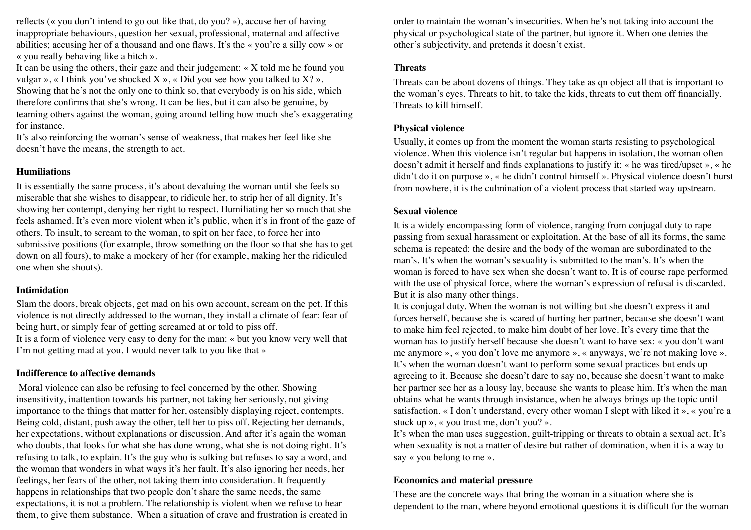reflects (« you don't intend to go out like that, do you? »), accuse her of having inappropriate behaviours, question her sexual, professional, maternal and affective abilities; accusing her of a thousand and one flaws. It's the « you're a silly cow » or « you really behaving like a bitch ».

It can be using the others, their gaze and their judgement: « X told me he found you vulgar », « I think you've shocked X », « Did you see how you talked to X? ». Showing that he's not the only one to think so, that everybody is on his side, which therefore confirms that she's wrong. It can be lies, but it can also be genuine, by teaming others against the woman, going around telling how much she's exaggerating for instance.

It's also reinforcing the woman's sense of weakness, that makes her feel like she doesn't have the means, the strength to act.

**Humiliations**

It is essentially the same process, it's about devaluing the woman until she feels so miserable that she wishes to disappear, to ridicule her, to strip her of all dignity. It's showing her contempt, denying her right to respect. Humiliating her so much that she feels ashamed. It's even more violent when it's public, when it's in front of the gaze of others. To insult, to scream to the woman, to spit on her face, to force her into submissive positions (for example, throw something on the floor so that she has to get down on all fours), to make a mockery of her (for example, making her the ridiculed one when she shouts).

**Intimidation**

Slam the doors, break objects, get mad on his own account, scream on the pet. If this violence is not directly addressed to the woman, they install a climate of fear: fear of being hurt, or simply fear of getting screamed at or told to piss off.

It is a form of violence very easy to deny for the man: « but you know very well that I'm not getting mad at you. I would never talk to you like that »

**Indifference to affective demands**

Moral violence can also be refusing to feel concerned by the other. Showing insensitivity, inattention towards his partner, not taking her seriously, not giving importance to the things that matter for her, ostensibly displaying reject, contempts. Being cold, distant, push away the other, tell her to piss off. Rejecting her demands, her expectations, without explanations or discussion. And after it's again the woman who doubts, that looks for what she has done wrong, what she is not doing right. It's refusing to talk, to explain. It's the guy who is sulking but refuses to say a word, and the woman that wonders in what ways it's her fault. It's also ignoring her needs, her feelings, her fears of the other, not taking them into consideration. It frequently happens in relationships that two people don't share the same needs, the same expectations, it is not a problem. The relationship is violent when we refuse to hear them, to give them substance. When a situation of crave and frustration is created in order to maintain the woman's insecurities. When he's not taking into account the physical or psychological state of the partner, but ignore it. When one denies the other's subjectivity, and pretends it doesn't exist.

**Threats**

Threats can be about dozens of things. They take as qn object all that is important to the woman's eyes. Threats to hit, to take the kids, threats to cut them off financially. Threats to kill himself.

**Physical violence**

Usually, it comes up from the moment the woman starts resisting to psychological violence. When this violence isn't regular but happens in isolation, the woman often doesn't admit it herself and finds explanations to justify it: « he was tired/upset », « he didn't do it on purpose », « he didn't control himself ». Physical violence doesn't burst from nowhere, it is the culmination of a violent process that started way upstream.

**Sexual violence**

It is a widely encompassing form of violence, ranging from conjugal duty to rape passing from sexual harassment or exploitation. At the base of all its forms, the same schema is repeated: the desire and the body of the woman are subordinated to the man's. It's when the woman's sexuality is submitted to the man's. It's when the woman is forced to have sex when she doesn't want to. It is of course rape performed with the use of physical force, where the woman's expression of refusal is discarded. But it is also many other things.

It is conjugal duty. When the woman is not willing but she doesn't express it and forces herself, because she is scared of hurting her partner, because she doesn't want to make him feel rejected, to make him doubt of her love. It's every time that the woman has to justify herself because she doesn't want to have sex: « you don't want me anymore », « you don't love me anymore », « anyways, we're not making love ». It's when the woman doesn't want to perform some sexual practices but ends up agreeing to it. Because she doesn't dare to say no, because she doesn't want to make her partner see her as a lousy lay, because she wants to please him. It's when the man obtains what he wants through insistance, when he always brings up the topic until satisfaction. « I don't understand, every other woman I slept with liked it », « you're a stuck up », « you trust me, don't you? ».

It's when the man uses suggestion, guilt-tripping or threats to obtain a sexual act. It's when sexuality is not a matter of desire but rather of domination, when it is a way to say « you belong to me ».

**Economics and material pressure**

These are the concrete ways that bring the woman in a situation where she is dependent to the man, where beyond emotional questions it is difficult for the woman